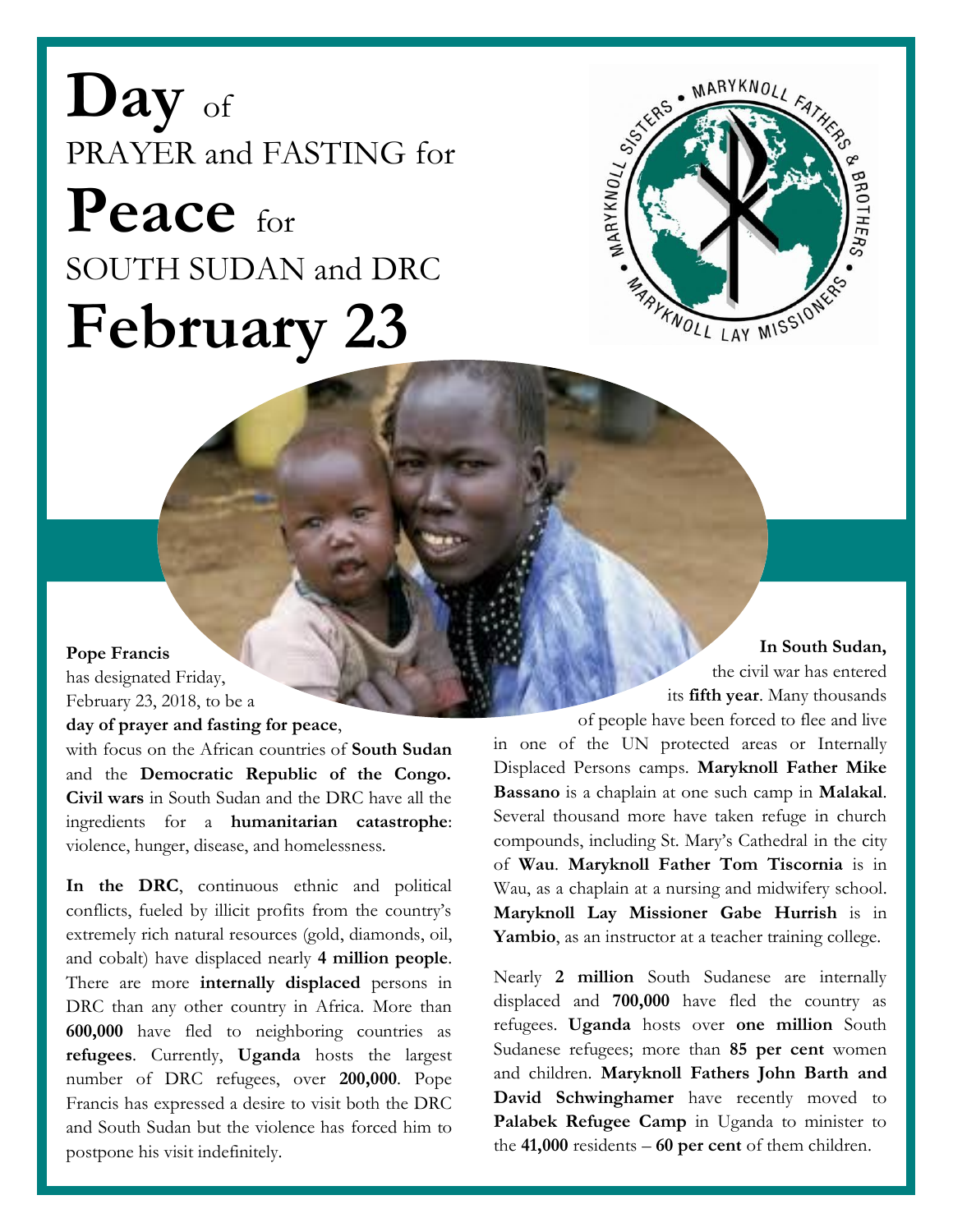# **Day** of PRAYER and FASTING for **Peace** for SOUTH SUDAN and DRC **February 23**

**Pope Francis** has designated Friday, February 23, 2018, to be a **day of prayer and fasting for peace**, with focus on the African countries of **South Sudan** and the **Democratic Republic of the Congo.** **Civil wars** in South Sudan and the DRC have all the ingredients for a **humanitarian catastrophe**: violence, hunger, disease, and homelessness.

**In the DRC**, continuous ethnic and political conflicts, fueled by illicit profits from the country's extremely rich natural resources (gold, diamonds, oil, and cobalt) have displaced nearly **4 million people**. There are more **internally displaced** persons in DRC than any other country in Africa. More than **600,000** have fled to neighboring countries as **refugees**. Currently, **Uganda** hosts the largest number of DRC refugees, over **200,000**. Pope Francis has expressed a desire to visit both the DRC and South Sudan but the violence has forced him to postpone his visit indefinitely.

**In South Sudan,** the civil war has entered its **fifth year**. Many thousands of people have been forced to flee and live in one of the UN protected areas or Internally Displaced Persons camps. **Maryknoll Father Mike Bassano** is a chaplain at one such camp in **Malakal**. Several thousand more have taken refuge in church compounds, including St. Mary's Cathedral in the city of **Wau**. **Maryknoll Father Tom Tiscornia** is in Wau, as a chaplain at a nursing and midwifery school. **Maryknoll Lay Missioner Gabe Hurrish** is in **Yambio**, as an instructor at a teacher training college.

Nearly **2 million** South Sudanese are internally displaced and **700,000** have fled the country as refugees. **Uganda** hosts over **one million** South Sudanese refugees; more than **85 per cent** women and children. **Maryknoll Fathers John Barth and David Schwinghamer** have recently moved to **Palabek Refugee Camp** in Uganda to minister to the **41,000** residents – **60 per cent** of them children.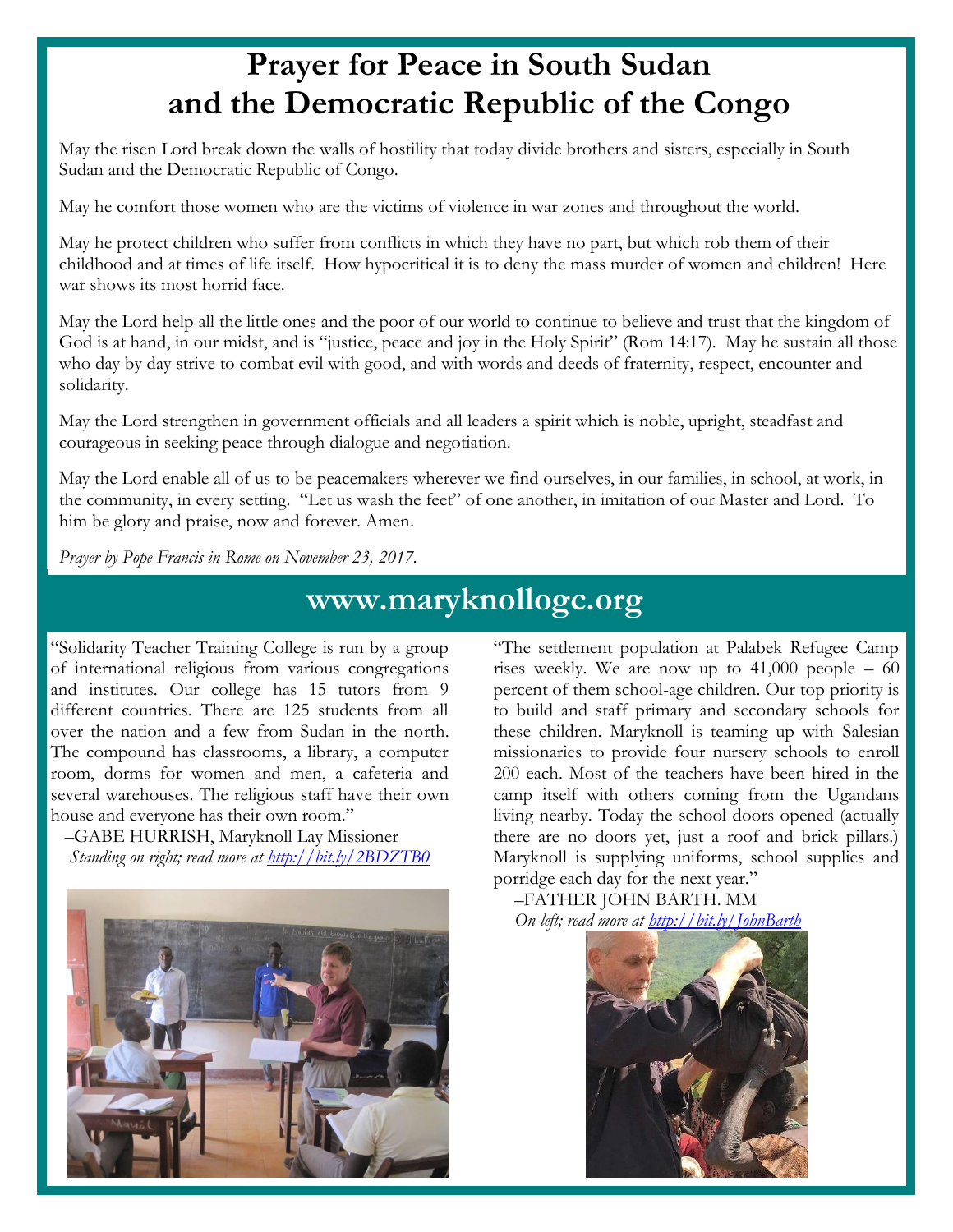# Prayer for Peace in South Sudan and the Democratic Republic of the Congo

May the risen Lord break down the walls of hostility that today divide brothers and sisters, especially in South Sudan and the Democratic Republic of Congo.

May he comfort those women who are the victims of violence in war zones and throughout the world.

May he protect children who suffer from conflicts in which they have no part, but which rob them of their childhood and at times of life itself. How hypocritical it is to deny the mass murder of women and children! Here war shows its most horrid face.

May the Lord help all the little ones and the poor of our world to continue to believe and trust that the kingdom of God is at hand, in our midst, and is "justice, peace and joy in the Holy Spirit" (Rom 14:17). May he sustain all those who day by day strive to combat evil with good, and with words and deeds of fraternity, respect, encounter and solidarity.

May the Lord strengthen in government officials and all leaders a spirit which is noble, upright, steadfast and courageous in seeking peace through dialogue and negotiation.

May the Lord enable all of us to be peacemakers wherever we find ourselves, in our families, in school, at work, in the community, in every setting. "Let us wash the feet" of one another, in imitation of our Master and Lord. To him be glory and praise, now and forever. Amen.

*Prayer by Pope Francis in Rome on November 23, 2017.*

## www.maryknollogc.org

"Solidarity Teacher Training College is run by a group of international religious from various congregations and institutes. Our college has 15 tutors from 9 different countries. There are 125 students from all over the nation and a few from Sudan in the north. The compound has classrooms, a library, a computer room, dorms for women and men, a cafeteria and several warehouses. The religious staff have their own house and everyone has their own room."

–GABE HURRISH, Maryknoll Lay Missioner
*Standing on right; read more at http://bit.ly/2BDZTB0*

"The settlement population at Palabek Refugee Camp rises weekly. We are now up to 41,000 people – 60 percent of them school-age children. Our top priority is to build and staff primary and secondary schools for these children. Maryknoll is teaming up with Salesian missionaries to provide four nursery schools to enroll 200 each. Most of the teachers have been hired in the camp itself with others coming from the Ugandans living nearby. Today the school doors opened (actually there are no doors yet, just a roof and brick pillars.) Maryknoll is supplying uniforms, school supplies and porridge each day for the next year."

–FATHER JOHN BARTH. MM
*On left; read more at http://bit.ly/JohnBarth*